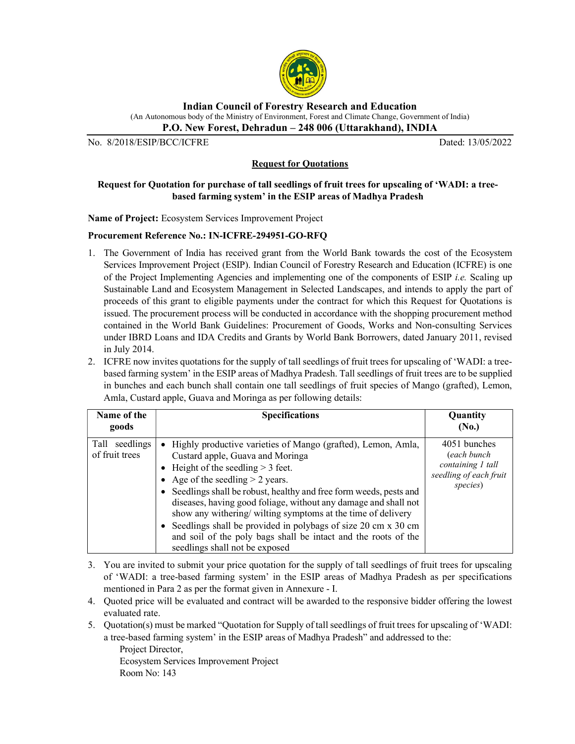# Indian Council of Forestry Research and Education

(An Autonomous body of the Ministry of Environment, Forest and Climate Change, Government of India)

**P.O. New Forest, Dehradun – 248 006 (Uttarakhand), INDIA**

No. 8/2018/ESIP/BCC/ICFRE Dated: 13/05/2022

## Request for Quotations

**Request for Quotation for purchase of tall seedlings of fruit trees for upscaling of 'WADI: a tree-based farming system' in the ESIP areas of Madhya Pradesh**

**Name of Project:** Ecosystem Services Improvement Project

**Procurement Reference No.: IN-ICFRE-294951-GO-RFQ**

1. The Government of India has received grant from the World Bank towards the cost of the Ecosystem Services Improvement Project (ESIP). Indian Council of Forestry Research and Education (ICFRE) is one of the Project Implementing Agencies and implementing one of the components of ESIP *i.e.* Scaling up Sustainable Land and Ecosystem Management in Selected Landscapes, and intends to apply the part of proceeds of this grant to eligible payments under the contract for which this Request for Quotations is issued. The procurement process will be conducted in accordance with the shopping procurement method contained in the World Bank Guidelines: Procurement of Goods, Works and Non-consulting Services under IBRD Loans and IDA Credits and Grants by World Bank Borrowers, dated January 2011, revised in July 2014.
2. ICFRE now invites quotations for the supply of tall seedlings of fruit trees for upscaling of 'WADI: a tree-based farming system' in the ESIP areas of Madhya Pradesh. Tall seedlings of fruit trees are to be supplied in bunches and each bunch shall contain one tall seedlings of fruit species of Mango (grafted), Lemon, Amla, Custard apple, Guava and Moringa as per following details:

| Name of the goods | Specifications | Quantity (No.) |
|---|---|---|
| Tall seedlings of fruit trees | • Highly productive varieties of Mango (grafted), Lemon, Amla, Custard apple, Guava and Moringa<br>• Height of the seedling > 3 feet.<br>• Age of the seedling > 2 years.<br>• Seedlings shall be robust, healthy and free form weeds, pests and diseases, having good foliage, without any damage and shall not show any withering/ wilting symptoms at the time of delivery<br>• Seedlings shall be provided in polybags of size 20 cm x 30 cm and soil of the poly bags shall be intact and the roots of the seedlings shall not be exposed | 4051 bunches (*each bunch containing 1 tall seedling of each fruit species*) |

3. You are invited to submit your price quotation for the supply of tall seedlings of fruit trees for upscaling of 'WADI: a tree-based farming system' in the ESIP areas of Madhya Pradesh as per specifications mentioned in Para 2 as per the format given in Annexure - I.
4. Quoted price will be evaluated and contract will be awarded to the responsive bidder offering the lowest evaluated rate.
5. Quotation(s) must be marked "Quotation for Supply of tall seedlings of fruit trees for upscaling of 'WADI: a tree-based farming system' in the ESIP areas of Madhya Pradesh" and addressed to the:

   Project Director,
   Ecosystem Services Improvement Project
   Room No: 143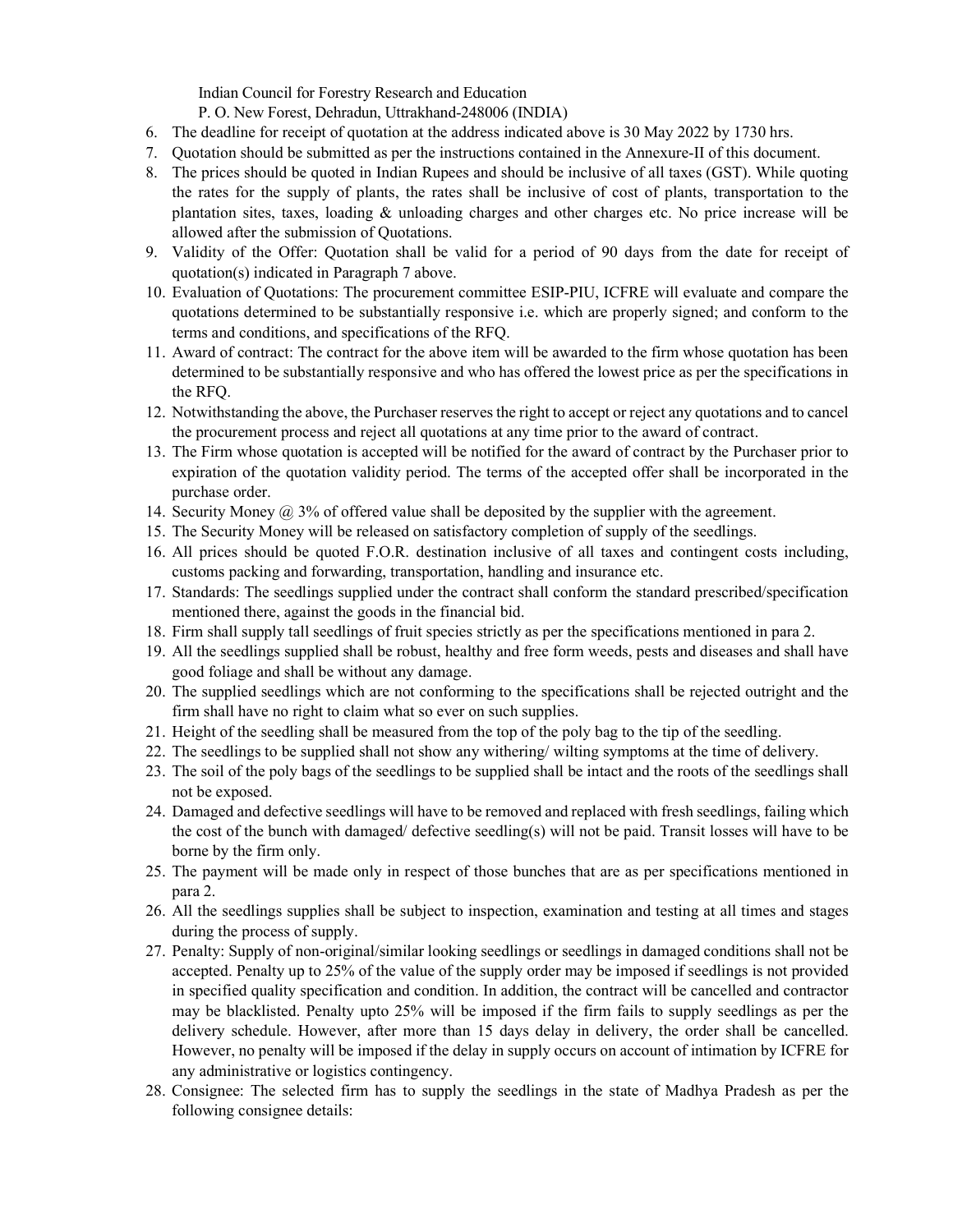Indian Council for Forestry Research and Education
P. O. New Forest, Dehradun, Uttrakhand-248006 (INDIA)

6. The deadline for receipt of quotation at the address indicated above is 30 May 2022 by 1730 hrs.
7. Quotation should be submitted as per the instructions contained in the Annexure-II of this document.
8. The prices should be quoted in Indian Rupees and should be inclusive of all taxes (GST). While quoting the rates for the supply of plants, the rates shall be inclusive of cost of plants, transportation to the plantation sites, taxes, loading & unloading charges and other charges etc. No price increase will be allowed after the submission of Quotations.
9. Validity of the Offer: Quotation shall be valid for a period of 90 days from the date for receipt of quotation(s) indicated in Paragraph 7 above.
10. Evaluation of Quotations: The procurement committee ESIP-PIU, ICFRE will evaluate and compare the quotations determined to be substantially responsive i.e. which are properly signed; and conform to the terms and conditions, and specifications of the RFQ.
11. Award of contract: The contract for the above item will be awarded to the firm whose quotation has been determined to be substantially responsive and who has offered the lowest price as per the specifications in the RFQ.
12. Notwithstanding the above, the Purchaser reserves the right to accept or reject any quotations and to cancel the procurement process and reject all quotations at any time prior to the award of contract.
13. The Firm whose quotation is accepted will be notified for the award of contract by the Purchaser prior to expiration of the quotation validity period. The terms of the accepted offer shall be incorporated in the purchase order.
14. Security Money @ 3% of offered value shall be deposited by the supplier with the agreement.
15. The Security Money will be released on satisfactory completion of supply of the seedlings.
16. All prices should be quoted F.O.R. destination inclusive of all taxes and contingent costs including, customs packing and forwarding, transportation, handling and insurance etc.
17. Standards: The seedlings supplied under the contract shall conform the standard prescribed/specification mentioned there, against the goods in the financial bid.
18. Firm shall supply tall seedlings of fruit species strictly as per the specifications mentioned in para 2.
19. All the seedlings supplied shall be robust, healthy and free form weeds, pests and diseases and shall have good foliage and shall be without any damage.
20. The supplied seedlings which are not conforming to the specifications shall be rejected outright and the firm shall have no right to claim what so ever on such supplies.
21. Height of the seedling shall be measured from the top of the poly bag to the tip of the seedling.
22. The seedlings to be supplied shall not show any withering/ wilting symptoms at the time of delivery.
23. The soil of the poly bags of the seedlings to be supplied shall be intact and the roots of the seedlings shall not be exposed.
24. Damaged and defective seedlings will have to be removed and replaced with fresh seedlings, failing which the cost of the bunch with damaged/ defective seedling(s) will not be paid. Transit losses will have to be borne by the firm only.
25. The payment will be made only in respect of those bunches that are as per specifications mentioned in para 2.
26. All the seedlings supplies shall be subject to inspection, examination and testing at all times and stages during the process of supply.
27. Penalty: Supply of non-original/similar looking seedlings or seedlings in damaged conditions shall not be accepted. Penalty up to 25% of the value of the supply order may be imposed if seedlings is not provided in specified quality specification and condition. In addition, the contract will be cancelled and contractor may be blacklisted. Penalty upto 25% will be imposed if the firm fails to supply seedlings as per the delivery schedule. However, after more than 15 days delay in delivery, the order shall be cancelled. However, no penalty will be imposed if the delay in supply occurs on account of intimation by ICFRE for any administrative or logistics contingency.
28. Consignee: The selected firm has to supply the seedlings in the state of Madhya Pradesh as per the following consignee details: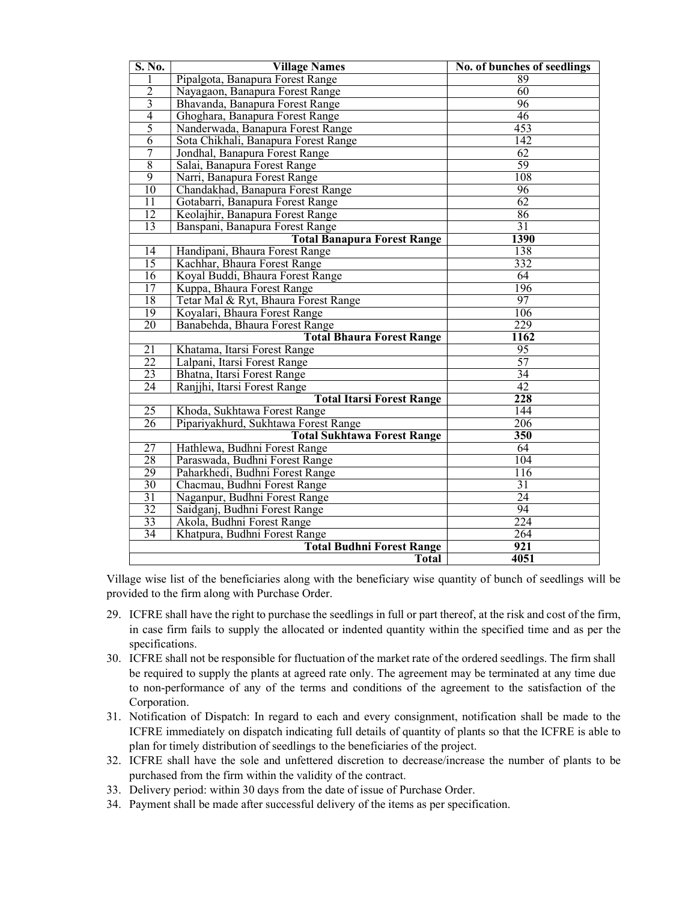| S. No. | Village Names | No. of bunches of seedlings |
|---|---|---|
| 1 | Pipalgota, Banapura Forest Range | 89 |
| 2 | Nayagaon, Banapura Forest Range | 60 |
| 3 | Bhavanda, Banapura Forest Range | 96 |
| 4 | Ghoghara, Banapura Forest Range | 46 |
| 5 | Nanderwada, Banapura Forest Range | 453 |
| 6 | Sota Chikhali, Banapura Forest Range | 142 |
| 7 | Jondhal, Banapura Forest Range | 62 |
| 8 | Salai, Banapura Forest Range | 59 |
| 9 | Narri, Banapura Forest Range | 108 |
| 10 | Chandakhad, Banapura Forest Range | 96 |
| 11 | Gotabarri, Banapura Forest Range | 62 |
| 12 | Keolajhir, Banapura Forest Range | 86 |
| 13 | Banspani, Banapura Forest Range | 31 |
| | **Total Banapura Forest Range** | **1390** |
| 14 | Handipani, Bhaura Forest Range | 138 |
| 15 | Kachhar, Bhaura Forest Range | 332 |
| 16 | Koyal Buddi, Bhaura Forest Range | 64 |
| 17 | Kuppa, Bhaura Forest Range | 196 |
| 18 | Tetar Mal & Ryt, Bhaura Forest Range | 97 |
| 19 | Koyalari, Bhaura Forest Range | 106 |
| 20 | Banabehda, Bhaura Forest Range | 229 |
| | **Total Bhaura Forest Range** | **1162** |
| 21 | Khatama, Itarsi Forest Range | 95 |
| 22 | Lalpani, Itarsi Forest Range | 57 |
| 23 | Bhatna, Itarsi Forest Range | 34 |
| 24 | Ranjjhi, Itarsi Forest Range | 42 |
| | **Total Itarsi Forest Range** | **228** |
| 25 | Khoda, Sukhtawa Forest Range | 144 |
| 26 | Pipariyakhurd, Sukhtawa Forest Range | 206 |
| | **Total Sukhtawa Forest Range** | **350** |
| 27 | Hathlewa, Budhni Forest Range | 64 |
| 28 | Paraswada, Budhni Forest Range | 104 |
| 29 | Paharkhedi, Budhni Forest Range | 116 |
| 30 | Chacmau, Budhni Forest Range | 31 |
| 31 | Naganpur, Budhni Forest Range | 24 |
| 32 | Saidganj, Budhni Forest Range | 94 |
| 33 | Akola, Budhni Forest Range | 224 |
| 34 | Khatpura, Budhni Forest Range | 264 |
| | **Total Budhni Forest Range** | **921** |
| | **Total** | **4051** |

Village wise list of the beneficiaries along with the beneficiary wise quantity of bunch of seedlings will be provided to the firm along with Purchase Order.

29. ICFRE shall have the right to purchase the seedlings in full or part thereof, at the risk and cost of the firm, in case firm fails to supply the allocated or indented quantity within the specified time and as per the specifications.
30. ICFRE shall not be responsible for fluctuation of the market rate of the ordered seedlings. The firm shall be required to supply the plants at agreed rate only. The agreement may be terminated at any time due to non-performance of any of the terms and conditions of the agreement to the satisfaction of the Corporation.
31. Notification of Dispatch: In regard to each and every consignment, notification shall be made to the ICFRE immediately on dispatch indicating full details of quantity of plants so that the ICFRE is able to plan for timely distribution of seedlings to the beneficiaries of the project.
32. ICFRE shall have the sole and unfettered discretion to decrease/increase the number of plants to be purchased from the firm within the validity of the contract.
33. Delivery period: within 30 days from the date of issue of Purchase Order.
34. Payment shall be made after successful delivery of the items as per specification.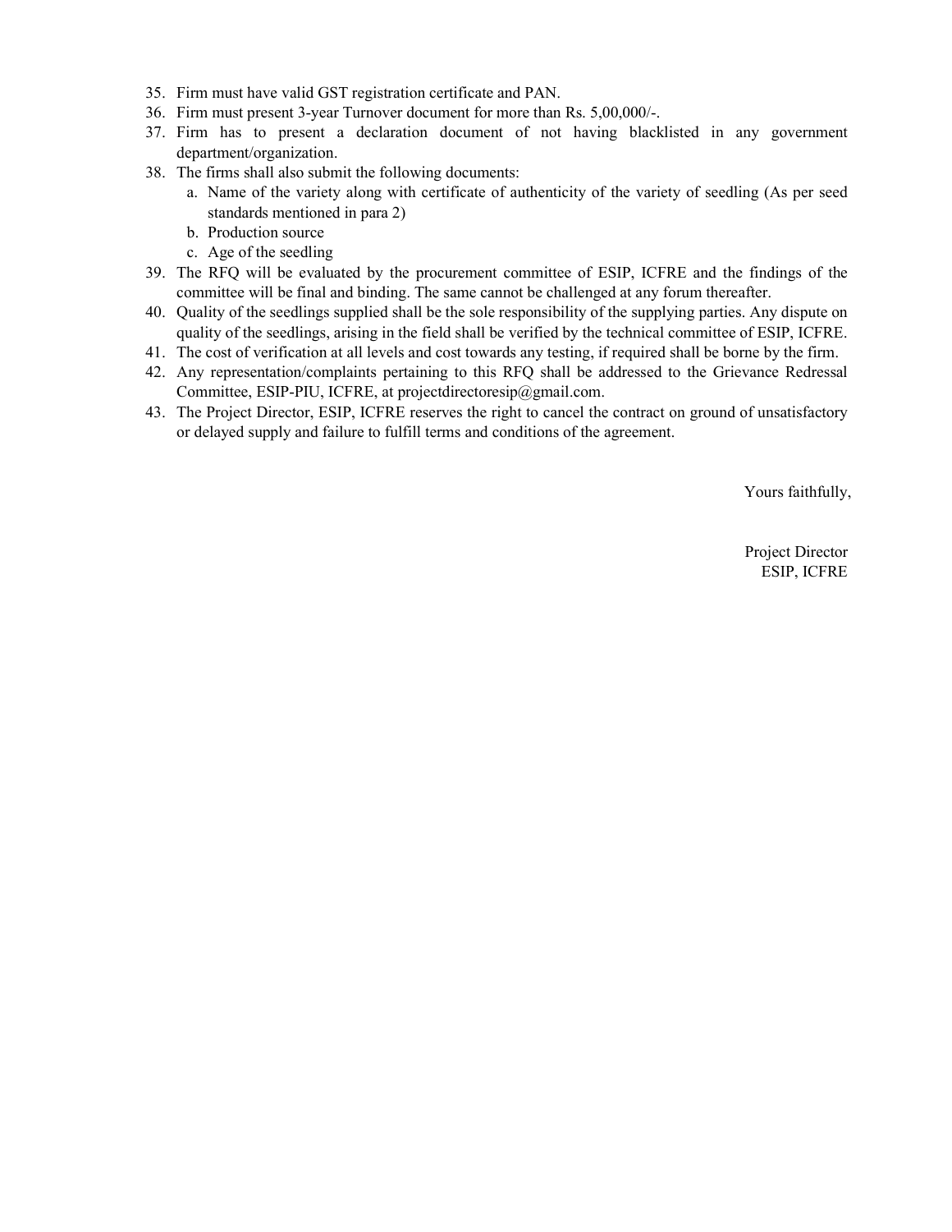35. Firm must have valid GST registration certificate and PAN.
36. Firm must present 3-year Turnover document for more than Rs. 5,00,000/-.
37. Firm has to present a declaration document of not having blacklisted in any government department/organization.
38. The firms shall also submit the following documents:
    a. Name of the variety along with certificate of authenticity of the variety of seedling (As per seed standards mentioned in para 2)
    b. Production source
    c. Age of the seedling
39. The RFQ will be evaluated by the procurement committee of ESIP, ICFRE and the findings of the committee will be final and binding. The same cannot be challenged at any forum thereafter.
40. Quality of the seedlings supplied shall be the sole responsibility of the supplying parties. Any dispute on quality of the seedlings, arising in the field shall be verified by the technical committee of ESIP, ICFRE.
41. The cost of verification at all levels and cost towards any testing, if required shall be borne by the firm.
42. Any representation/complaints pertaining to this RFQ shall be addressed to the Grievance Redressal Committee, ESIP-PIU, ICFRE, at projectdirectoresip@gmail.com.
43. The Project Director, ESIP, ICFRE reserves the right to cancel the contract on ground of unsatisfactory or delayed supply and failure to fulfill terms and conditions of the agreement.

Yours faithfully,

Project Director
ESIP, ICFRE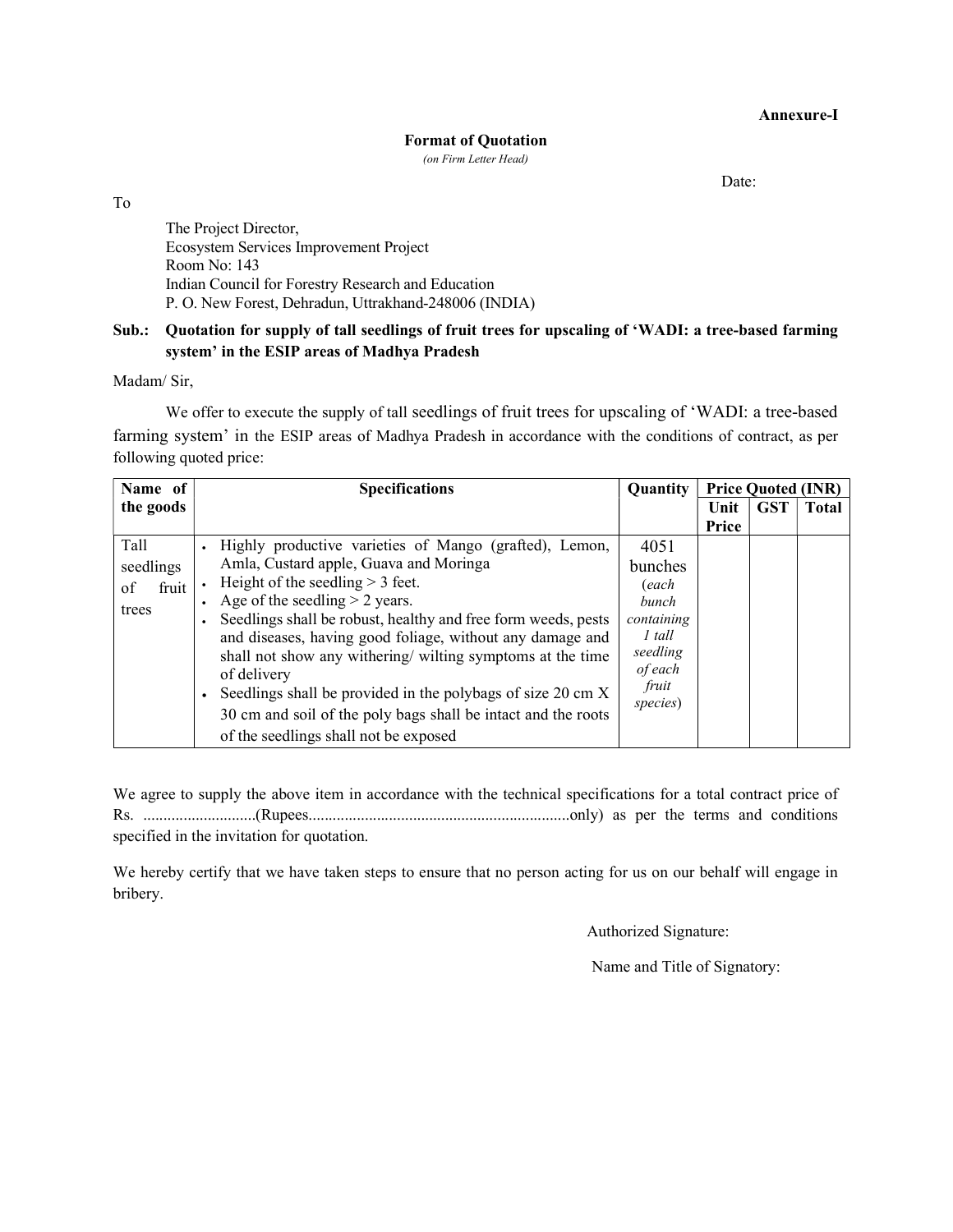**Annexure-I**

**Format of Quotation**

*(on Firm Letter Head)*

Date:

To

The Project Director,
Ecosystem Services Improvement Project
Room No: 143
Indian Council for Forestry Research and Education
P. O. New Forest, Dehradun, Uttrakhand-248006 (INDIA)

**Sub.: Quotation for supply of tall seedlings of fruit trees for upscaling of 'WADI: a tree-based farming system' in the ESIP areas of Madhya Pradesh**

Madam/ Sir,

We offer to execute the supply of tall seedlings of fruit trees for upscaling of 'WADI: a tree-based farming system' in the ESIP areas of Madhya Pradesh in accordance with the conditions of contract, as per following quoted price:

| Name of the goods | Specifications | Quantity | Price Quoted (INR) | | |
|---|---|---|---|---|---|
| | | | Unit Price | GST | Total |
| Tall seedlings of fruit trees | • Highly productive varieties of Mango (grafted), Lemon, Amla, Custard apple, Guava and Moringa<br>• Height of the seedling > 3 feet.<br>• Age of the seedling > 2 years.<br>• Seedlings shall be robust, healthy and free form weeds, pests and diseases, having good foliage, without any damage and shall not show any withering/ wilting symptoms at the time of delivery<br>• Seedlings shall be provided in the polybags of size 20 cm X 30 cm and soil of the poly bags shall be intact and the roots of the seedlings shall not be exposed | 4051 bunches (*each bunch containing 1 tall seedling of each fruit species*) | | | |

We agree to supply the above item in accordance with the technical specifications for a total contract price of Rs. ...........................(Rupees................................................................only) as per the terms and conditions specified in the invitation for quotation.

We hereby certify that we have taken steps to ensure that no person acting for us on our behalf will engage in bribery.

Authorized Signature:

Name and Title of Signatory: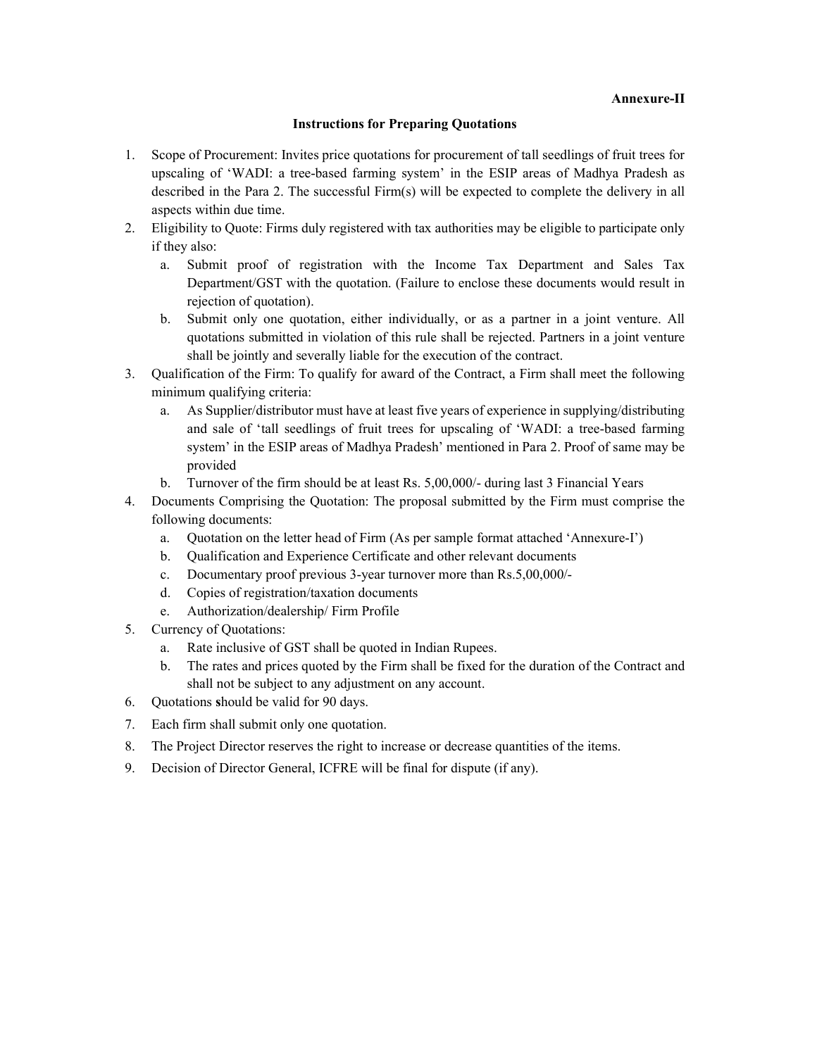**Annexure-II**

## Instructions for Preparing Quotations

1. Scope of Procurement: Invites price quotations for procurement of tall seedlings of fruit trees for upscaling of 'WADI: a tree-based farming system' in the ESIP areas of Madhya Pradesh as described in the Para 2. The successful Firm(s) will be expected to complete the delivery in all aspects within due time.
2. Eligibility to Quote: Firms duly registered with tax authorities may be eligible to participate only if they also:
   a. Submit proof of registration with the Income Tax Department and Sales Tax Department/GST with the quotation. (Failure to enclose these documents would result in rejection of quotation).
   b. Submit only one quotation, either individually, or as a partner in a joint venture. All quotations submitted in violation of this rule shall be rejected. Partners in a joint venture shall be jointly and severally liable for the execution of the contract.
3. Qualification of the Firm: To qualify for award of the Contract, a Firm shall meet the following minimum qualifying criteria:
   a. As Supplier/distributor must have at least five years of experience in supplying/distributing and sale of 'tall seedlings of fruit trees for upscaling of 'WADI: a tree-based farming system' in the ESIP areas of Madhya Pradesh' mentioned in Para 2. Proof of same may be provided
   b. Turnover of the firm should be at least Rs. 5,00,000/- during last 3 Financial Years
4. Documents Comprising the Quotation: The proposal submitted by the Firm must comprise the following documents:
   a. Quotation on the letter head of Firm (As per sample format attached 'Annexure-I')
   b. Qualification and Experience Certificate and other relevant documents
   c. Documentary proof previous 3-year turnover more than Rs.5,00,000/-
   d. Copies of registration/taxation documents
   e. Authorization/dealership/ Firm Profile
5. Currency of Quotations:
   a. Rate inclusive of GST shall be quoted in Indian Rupees.
   b. The rates and prices quoted by the Firm shall be fixed for the duration of the Contract and shall not be subject to any adjustment on any account.
6. Quotations should be valid for 90 days.
7. Each firm shall submit only one quotation.
8. The Project Director reserves the right to increase or decrease quantities of the items.
9. Decision of Director General, ICFRE will be final for dispute (if any).